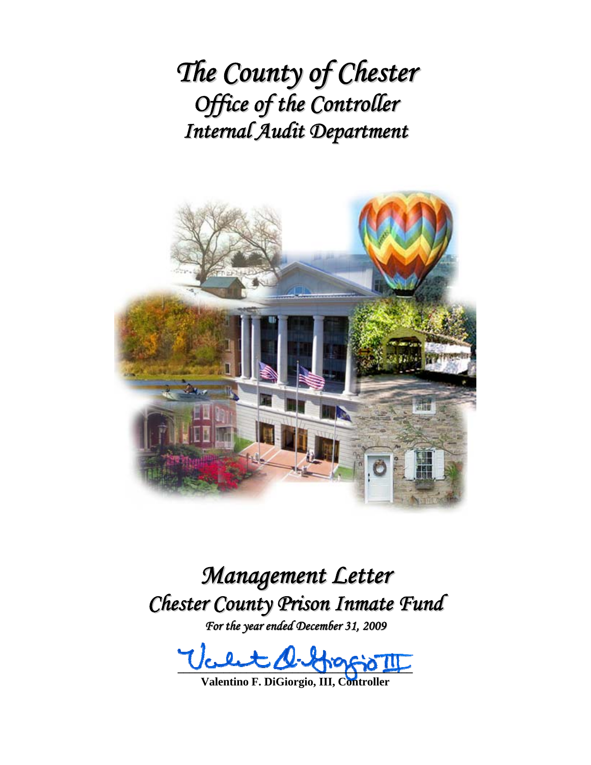# *The County of Chester*
## *Office of the Controller*
## *Internal Audit Department*

# *Management Letter*
## *Chester County Prison Inmate Fund*

*For the year ended December 31, 2009*

**Valentino F. DiGiorgio, III, Controller**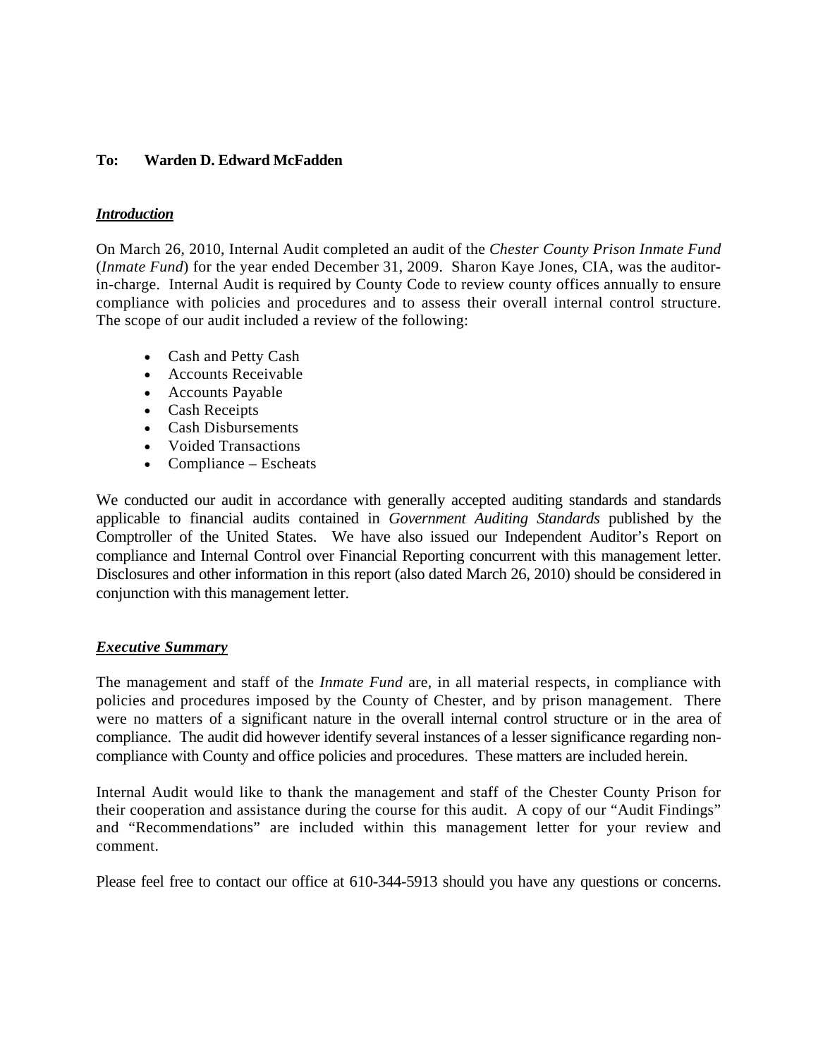**To: Warden D. Edward McFadden**

***Introduction***

On March 26, 2010, Internal Audit completed an audit of the *Chester County Prison Inmate Fund* (*Inmate Fund*) for the year ended December 31, 2009. Sharon Kaye Jones, CIA, was the auditor-in-charge. Internal Audit is required by County Code to review county offices annually to ensure compliance with policies and procedures and to assess their overall internal control structure. The scope of our audit included a review of the following:

- Cash and Petty Cash
- Accounts Receivable
- Accounts Payable
- Cash Receipts
- Cash Disbursements
- Voided Transactions
- Compliance – Escheats

We conducted our audit in accordance with generally accepted auditing standards and standards applicable to financial audits contained in *Government Auditing Standards* published by the Comptroller of the United States. We have also issued our Independent Auditor's Report on compliance and Internal Control over Financial Reporting concurrent with this management letter. Disclosures and other information in this report (also dated March 26, 2010) should be considered in conjunction with this management letter.

***Executive Summary***

The management and staff of the *Inmate Fund* are, in all material respects, in compliance with policies and procedures imposed by the County of Chester, and by prison management. There were no matters of a significant nature in the overall internal control structure or in the area of compliance. The audit did however identify several instances of a lesser significance regarding non-compliance with County and office policies and procedures. These matters are included herein.

Internal Audit would like to thank the management and staff of the Chester County Prison for their cooperation and assistance during the course for this audit. A copy of our "Audit Findings" and "Recommendations" are included within this management letter for your review and comment.

Please feel free to contact our office at 610-344-5913 should you have any questions or concerns.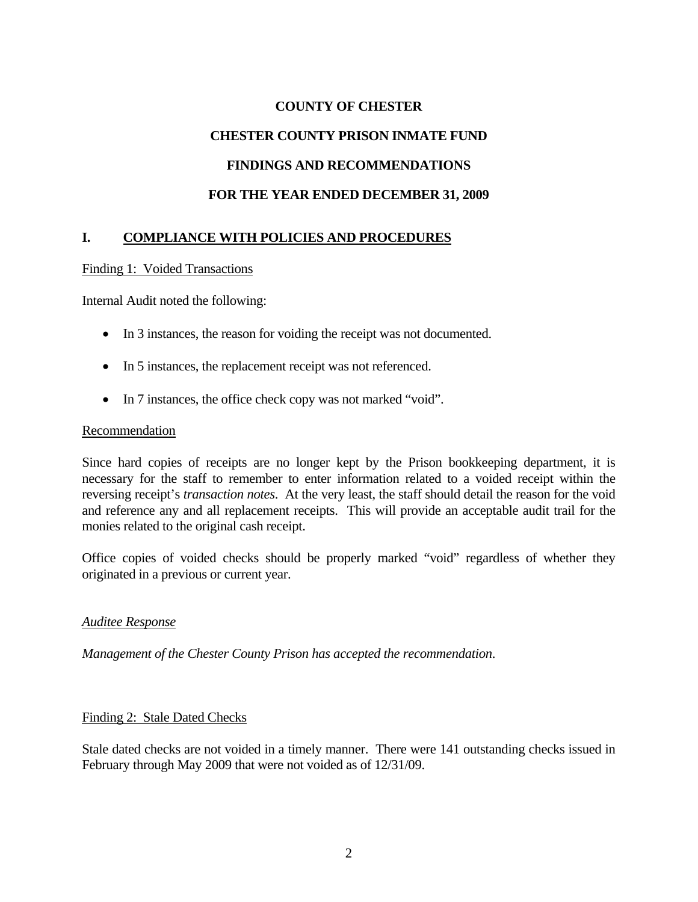# COUNTY OF CHESTER

## CHESTER COUNTY PRISON INMATE FUND

## FINDINGS AND RECOMMENDATIONS

## FOR THE YEAR ENDED DECEMBER 31, 2009

## I. COMPLIANCE WITH POLICIES AND PROCEDURES

Finding 1: Voided Transactions

Internal Audit noted the following:

- In 3 instances, the reason for voiding the receipt was not documented.
- In 5 instances, the replacement receipt was not referenced.
- In 7 instances, the office check copy was not marked "void".

Recommendation

Since hard copies of receipts are no longer kept by the Prison bookkeeping department, it is necessary for the staff to remember to enter information related to a voided receipt within the reversing receipt's *transaction notes*. At the very least, the staff should detail the reason for the void and reference any and all replacement receipts. This will provide an acceptable audit trail for the monies related to the original cash receipt.

Office copies of voided checks should be properly marked "void" regardless of whether they originated in a previous or current year.

*Auditee Response*

*Management of the Chester County Prison has accepted the recommendation*.

Finding 2: Stale Dated Checks

Stale dated checks are not voided in a timely manner. There were 141 outstanding checks issued in February through May 2009 that were not voided as of 12/31/09.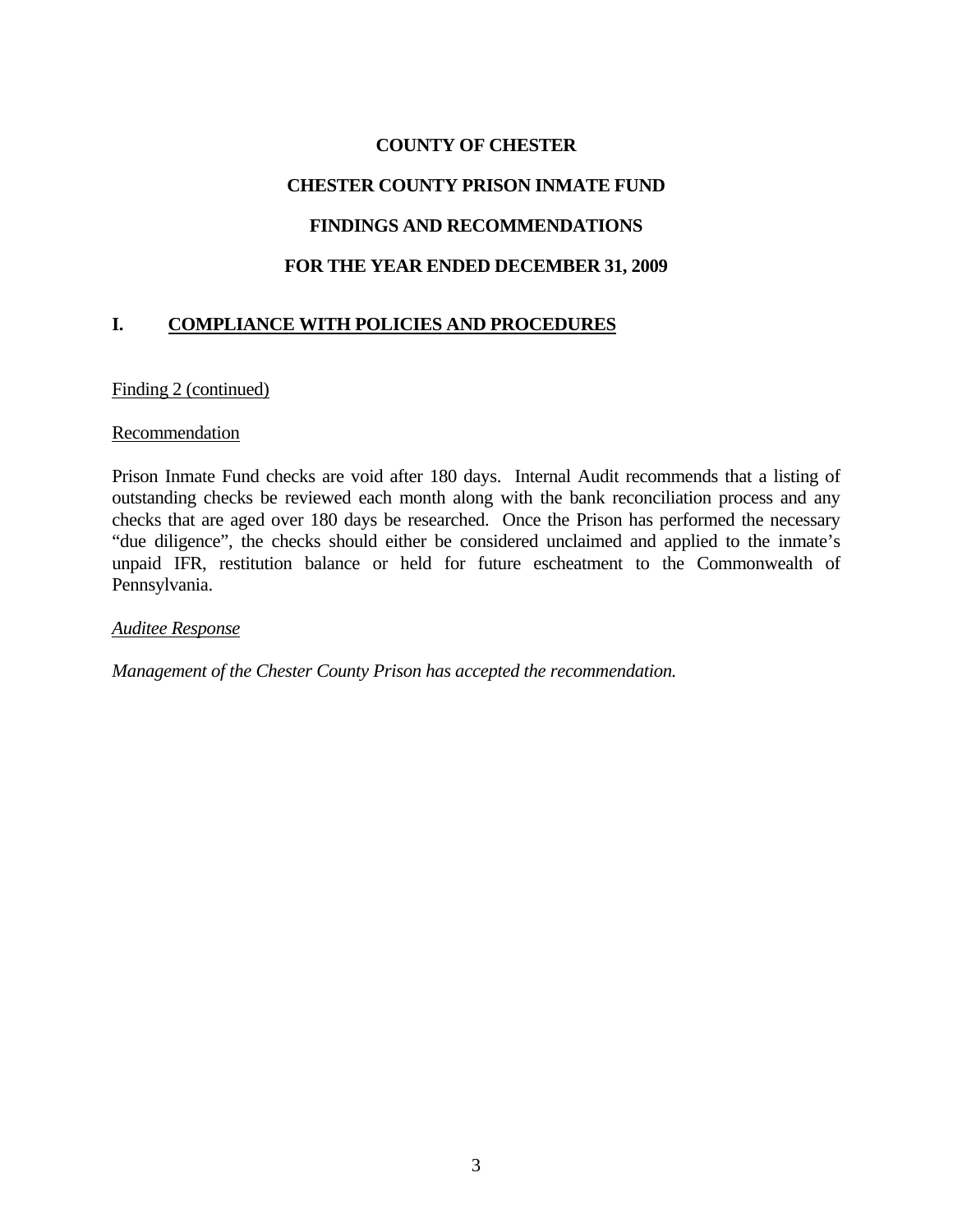**COUNTY OF CHESTER**

**CHESTER COUNTY PRISON INMATE FUND**

**FINDINGS AND RECOMMENDATIONS**

**FOR THE YEAR ENDED DECEMBER 31, 2009**

## I. COMPLIANCE WITH POLICIES AND PROCEDURES

Finding 2 (continued)

Recommendation

Prison Inmate Fund checks are void after 180 days. Internal Audit recommends that a listing of outstanding checks be reviewed each month along with the bank reconciliation process and any checks that are aged over 180 days be researched. Once the Prison has performed the necessary "due diligence", the checks should either be considered unclaimed and applied to the inmate's unpaid IFR, restitution balance or held for future escheatment to the Commonwealth of Pennsylvania.

*Auditee Response*

*Management of the Chester County Prison has accepted the recommendation.*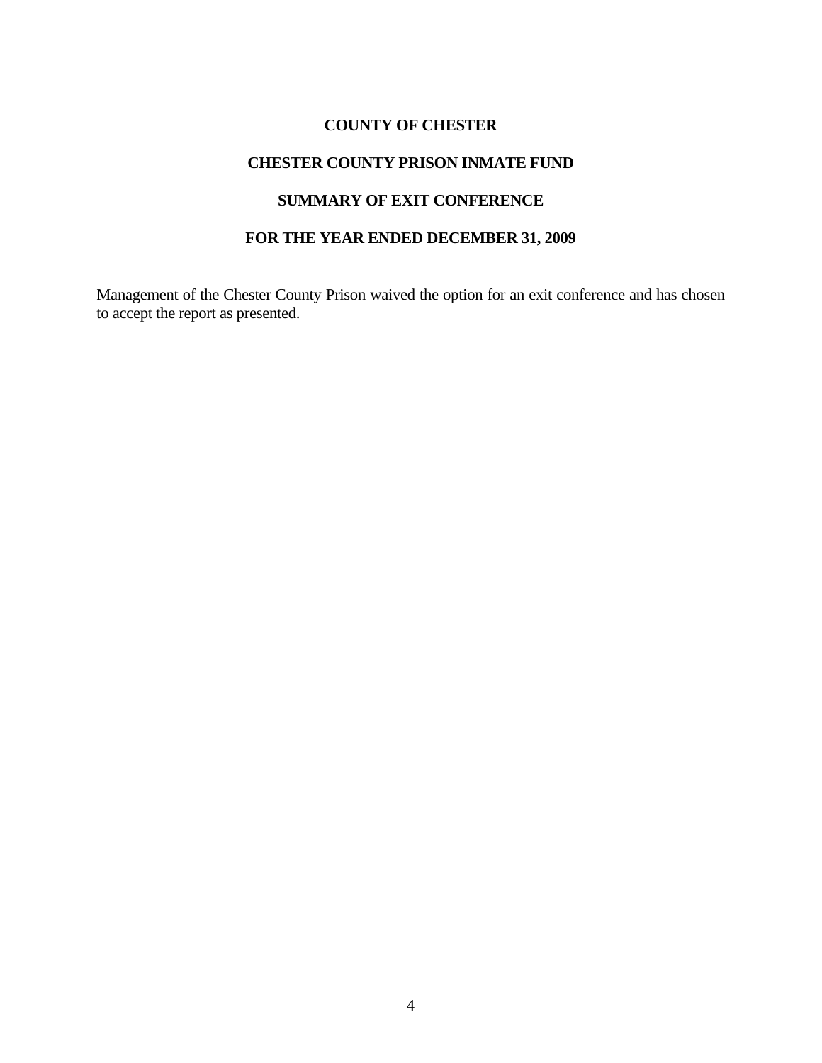# COUNTY OF CHESTER

## CHESTER COUNTY PRISON INMATE FUND

## SUMMARY OF EXIT CONFERENCE

## FOR THE YEAR ENDED DECEMBER 31, 2009

Management of the Chester County Prison waived the option for an exit conference and has chosen to accept the report as presented.